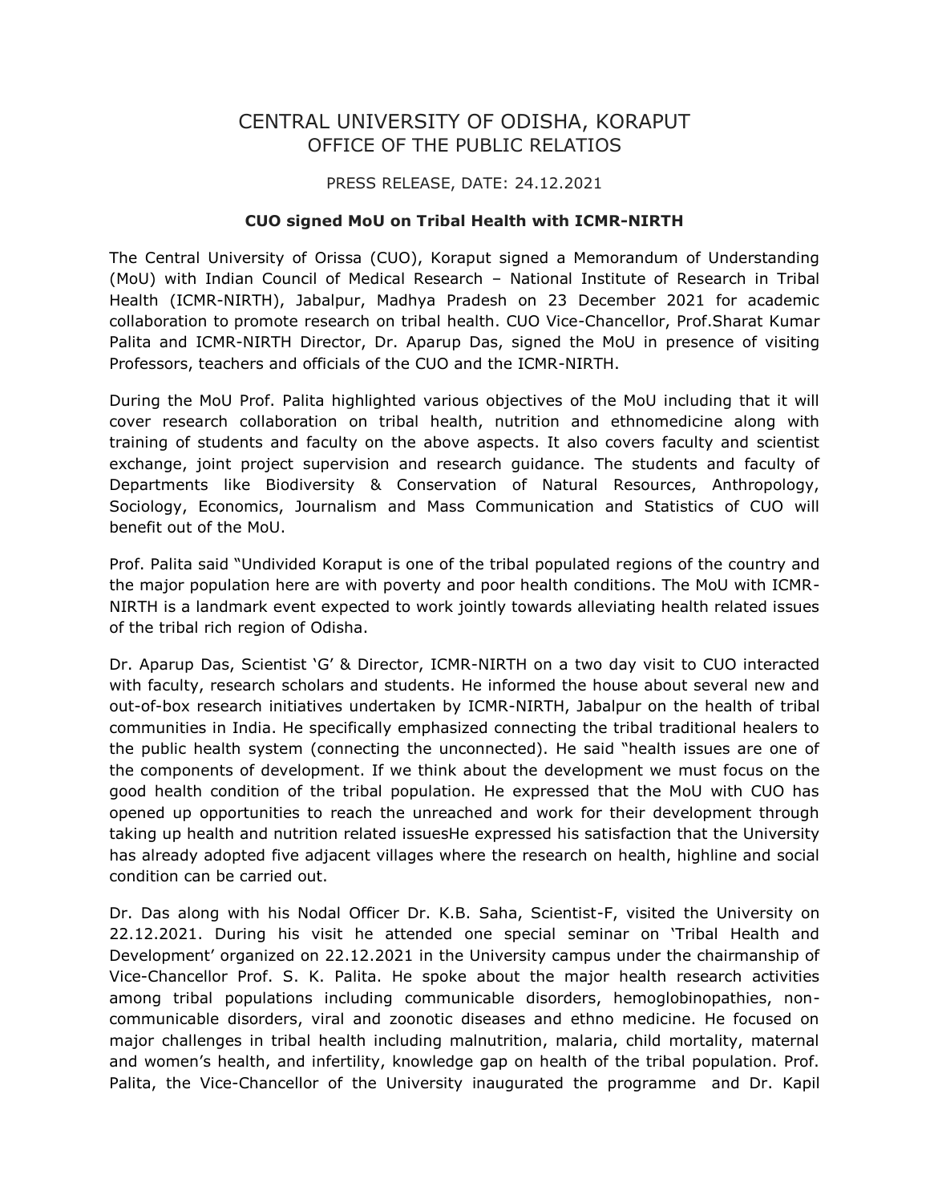# CENTRAL UNIVERSITY OF ODISHA, KORAPUT
## OFFICE OF THE PUBLIC RELATIOS

PRESS RELEASE, DATE: 24.12.2021

**CUO signed MoU on Tribal Health with ICMR-NIRTH**

The Central University of Orissa (CUO), Koraput signed a Memorandum of Understanding (MoU) with Indian Council of Medical Research – National Institute of Research in Tribal Health (ICMR-NIRTH), Jabalpur, Madhya Pradesh on 23 December 2021 for academic collaboration to promote research on tribal health. CUO Vice-Chancellor, Prof.Sharat Kumar Palita and ICMR-NIRTH Director, Dr. Aparup Das, signed the MoU in presence of visiting Professors, teachers and officials of the CUO and the ICMR-NIRTH.

During the MoU Prof. Palita highlighted various objectives of the MoU including that it will cover research collaboration on tribal health, nutrition and ethnomedicine along with training of students and faculty on the above aspects. It also covers faculty and scientist exchange, joint project supervision and research guidance. The students and faculty of Departments like Biodiversity & Conservation of Natural Resources, Anthropology, Sociology, Economics, Journalism and Mass Communication and Statistics of CUO will benefit out of the MoU.

Prof. Palita said "Undivided Koraput is one of the tribal populated regions of the country and the major population here are with poverty and poor health conditions. The MoU with ICMR-NIRTH is a landmark event expected to work jointly towards alleviating health related issues of the tribal rich region of Odisha.

Dr. Aparup Das, Scientist 'G' & Director, ICMR-NIRTH on a two day visit to CUO interacted with faculty, research scholars and students. He informed the house about several new and out-of-box research initiatives undertaken by ICMR-NIRTH, Jabalpur on the health of tribal communities in India. He specifically emphasized connecting the tribal traditional healers to the public health system (connecting the unconnected). He said "health issues are one of the components of development. If we think about the development we must focus on the good health condition of the tribal population. He expressed that the MoU with CUO has opened up opportunities to reach the unreached and work for their development through taking up health and nutrition related issuesHe expressed his satisfaction that the University has already adopted five adjacent villages where the research on health, highline and social condition can be carried out.

Dr. Das along with his Nodal Officer Dr. K.B. Saha, Scientist-F, visited the University on 22.12.2021. During his visit he attended one special seminar on 'Tribal Health and Development' organized on 22.12.2021 in the University campus under the chairmanship of Vice-Chancellor Prof. S. K. Palita. He spoke about the major health research activities among tribal populations including communicable disorders, hemoglobinopathies, non-communicable disorders, viral and zoonotic diseases and ethno medicine. He focused on major challenges in tribal health including malnutrition, malaria, child mortality, maternal and women's health, and infertility, knowledge gap on health of the tribal population. Prof. Palita, the Vice-Chancellor of the University inaugurated the programme and Dr. Kapil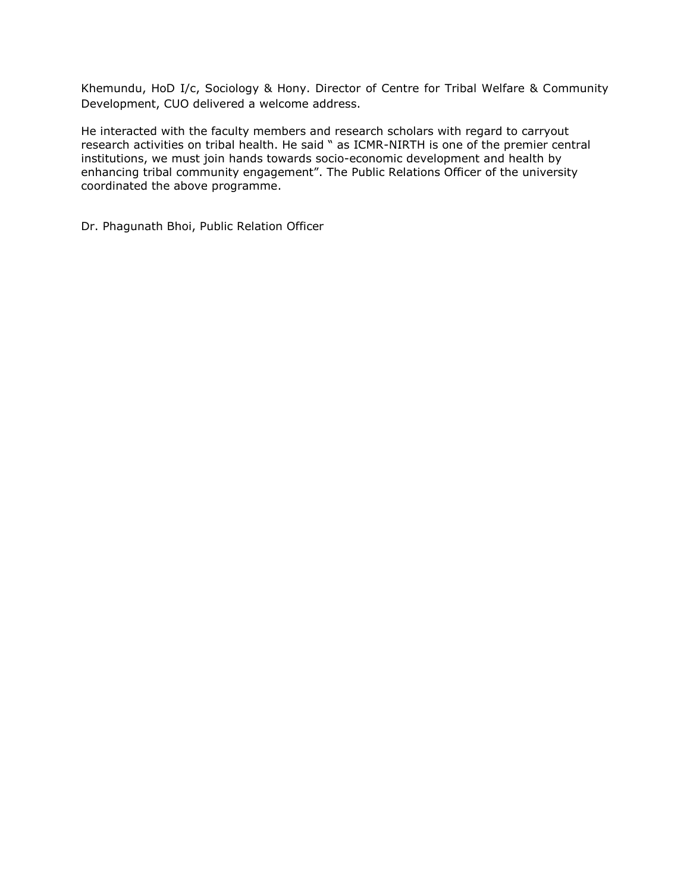Khemundu, HoD I/c, Sociology & Hony. Director of Centre for Tribal Welfare & Community Development, CUO delivered a welcome address.

He interacted with the faculty members and research scholars with regard to carryout research activities on tribal health. He said " as ICMR-NIRTH is one of the premier central institutions, we must join hands towards socio-economic development and health by enhancing tribal community engagement". The Public Relations Officer of the university coordinated the above programme.

Dr. Phagunath Bhoi, Public Relation Officer